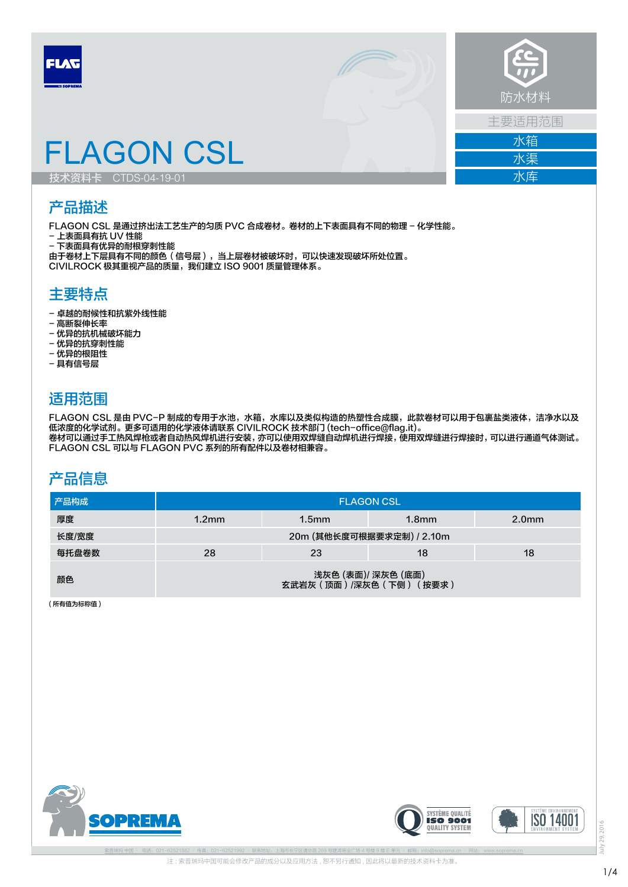# FLAGON CSL

技术资料卡 CTDS-04-19-01

防水材料

主要适用范围

- 水箱
- 水渠
- 水库

## 产品描述

FLAGON CSL 是通过挤出法工艺生产的匀质 PVC 合成卷材。卷材的上下表面具有不同的物理 – 化学性能。
– 上表面具有抗 UV 性能
– 下表面具有优异的耐根穿刺性能
由于卷材上下层具有不同的颜色（信号层），当上层卷材被破坏时，可以快速发现破坏所处位置。
CIVILROCK 极其重视产品的质量，我们建立 ISO 9001 质量管理体系。

## 主要特点

– 卓越的耐候性和抗紫外线性能
– 高断裂伸长率
– 优异的抗机械破坏能力
– 优异的抗穿刺性能
– 优异的根阻性
– 具有信号层

## 适用范围

FLAGON CSL 是由 PVC–P 制成的专用于水池，水箱，水库以及类似构造的热塑性合成膜，此款卷材可以用于包裹盐类液体，洁净水以及低浓度的化学试剂。更多可适用的化学液体请联系 CIVILROCK 技术部门 (tech–office@flag.it)。
卷材可以通过手工热风焊枪或者自动热风焊机进行安装，亦可以使用双焊缝自动焊机进行焊接，使用双焊缝进行焊接时，可以进行通道气体测试。
FLAGON CSL 可以与 FLAGON PVC 系列的所有配件以及卷材相兼容。

## 产品信息

| 产品构成 | FLAGON CSL | | | |
|---|---|---|---|---|
| 厚度 | 1.2mm | 1.5mm | 1.8mm | 2.0mm |
| 长度/宽度 | 20m (其他长度可根据要求定制) / 2.10m | | | |
| 每托盘卷数 | 28 | 23 | 18 | 18 |
| 颜色 | 浅灰色 (表面)/ 深灰色 (底面)<br>玄武岩灰（顶面）/深灰色（下侧）（按要求） | | | |

（所有值为标称值）

索普瑞玛 中国 · 电话：021–62521882 · 传真：021–62521992 · 联系地址：上海市长宁区遵义路 269 号建涛商业广场 4 号楼 9 楼 E 单元 · 邮箱：info@soprema.cn · 网站：www.soprema.cn

注：索普瑞玛中国可能会修改产品的成分以及应用方法，恕不另行通知，因此将以最新的技术资料卡为准。

July 29, 2016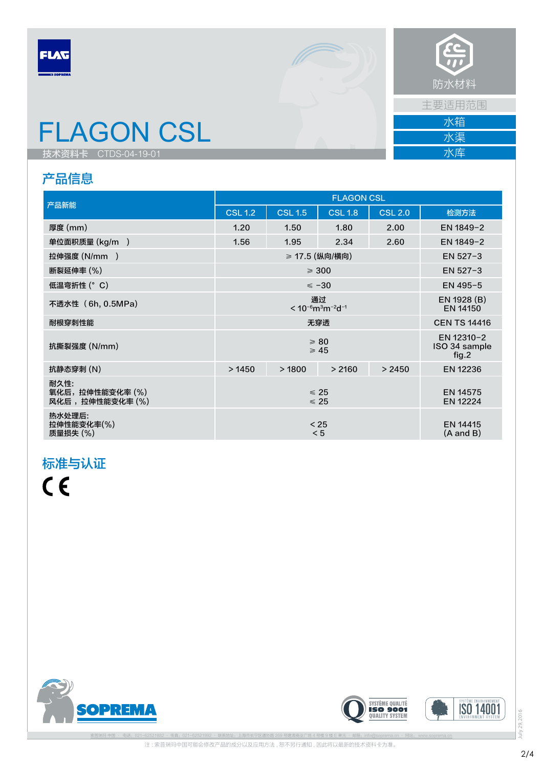# FLAGON CSL

技术资料卡 CTDS-04-19-01

防水材料

主要适用范围

- 水箱
- 水渠
- 水库

## 产品信息

| 产品新能 | FLAGON CSL | | | | |
|---|---|---|---|---|---|
| | CSL 1.2 | CSL 1.5 | CSL 1.8 | CSL 2.0 | 检测方法 |
| 厚度 (mm) | 1.20 | 1.50 | 1.80 | 2.00 | EN 1849–2 |
| 单位面积质量 (kg/m$^2$) | 1.56 | 1.95 | 2.34 | 2.60 | EN 1849–2 |
| 拉伸强度 (N/mm$^2$) | ≥ 17.5 (纵向/横向) | | | | EN 527–3 |
| 断裂延伸率 (%) | ≥ 300 | | | | EN 527–3 |
| 低温弯折性 (°C) | ≤ –30 | | | | EN 495–5 |
| 不透水性（6h, 0.5MPa) | 通过<br>$< 10^{-6} m^3 m^{-2} d^{-1}$ | | | | EN 1928 (B)<br>EN 14150 |
| 耐根穿刺性能 | 无穿透 | | | | CEN TS 14416 |
| 抗撕裂强度 (N/mm) | ≥ 80<br>≥ 45 | | | | EN 12310–2<br>ISO 34 sample fig.2 |
| 抗静态穿刺 (N) | > 1450 | > 1800 | > 2160 | > 2450 | EN 12236 |
| 耐久性:<br>氧化后，拉伸性能变化率 (%)<br>风化后，拉伸性能变化率 (%) | ≤ 25<br>≤ 25 | | | | EN 14575<br>EN 12224 |
| 热水处理后:<br>拉伸性能变化率(%)<br>质量损失 (%) | < 25<br>< 5 | | | | EN 14415<br>(A and B) |

## 标准与认证

CE

注：索普瑞玛中国可能会修改产品的成分以及应用方法，恕不另行通知，因此将以最新的技术资料卡为准。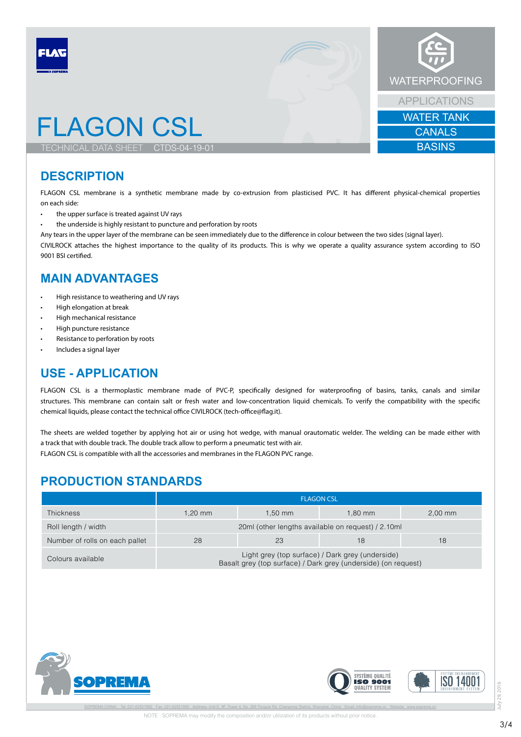# FLAGON CSL

TECHNICAL DATA SHEET CTDS-04-19-01

WATERPROOFING

APPLICATIONS

WATER TANK

CANALS

BASINS

## DESCRIPTION

FLAGON CSL membrane is a synthetic membrane made by co-extrusion from plasticised PVC. It has different physical-chemical properties on each side:

- the upper surface is treated against UV rays
- the underside is highly resistant to puncture and perforation by roots

Any tears in the upper layer of the membrane can be seen immediately due to the difference in colour between the two sides (signal layer).

CIVILROCK attaches the highest importance to the quality of its products. This is why we operate a quality assurance system according to ISO 9001 BSI certified.

## MAIN ADVANTAGES

- High resistance to weathering and UV rays
- High elongation at break
- High mechanical resistance
- High puncture resistance
- Resistance to perforation by roots
- Includes a signal layer

## USE - APPLICATION

FLAGON CSL is a thermoplastic membrane made of PVC-P, specifically designed for waterproofing of basins, tanks, canals and similar structures. This membrane can contain salt or fresh water and low-concentration liquid chemicals. To verify the compatibility with the specific chemical liquids, please contact the technical office CIVILROCK (tech-office@flag.it).

The sheets are welded together by applying hot air or using hot wedge, with manual orautomatic welder. The welding can be made either with a track that with double track. The double track allow to perform a pneumatic test with air.
FLAGON CSL is compatible with all the accessories and membranes in the FLAGON PVC range.

## PRODUCTION STANDARDS

| | FLAGON CSL | | | |
|---|---|---|---|---|
| Thickness | 1,20 mm | 1,50 mm | 1,80 mm | 2,00 mm |
| Roll length / width | 20ml (other lengths available on request) / 2.10ml | | | |
| Number of rolls on each pallet | 28 | 23 | 18 | 18 |
| Colours available | Light grey (top surface) / Dark grey (underside)<br>Basalt grey (top surface) / Dark grey (underside) (on request) | | | |

SOPREMA CHINA · Tel: 021-62521882 · Fax: 021-62521992 · Address: Unit E, 9F, Tower 4, No. 269 Tongxie Rd, Changning District, Shanghai, China · Email: info@soprema.cn · Website: www.soprema.cn

NOTE : SOPREMA may modify the composition and/or utilization of its products without prior notice.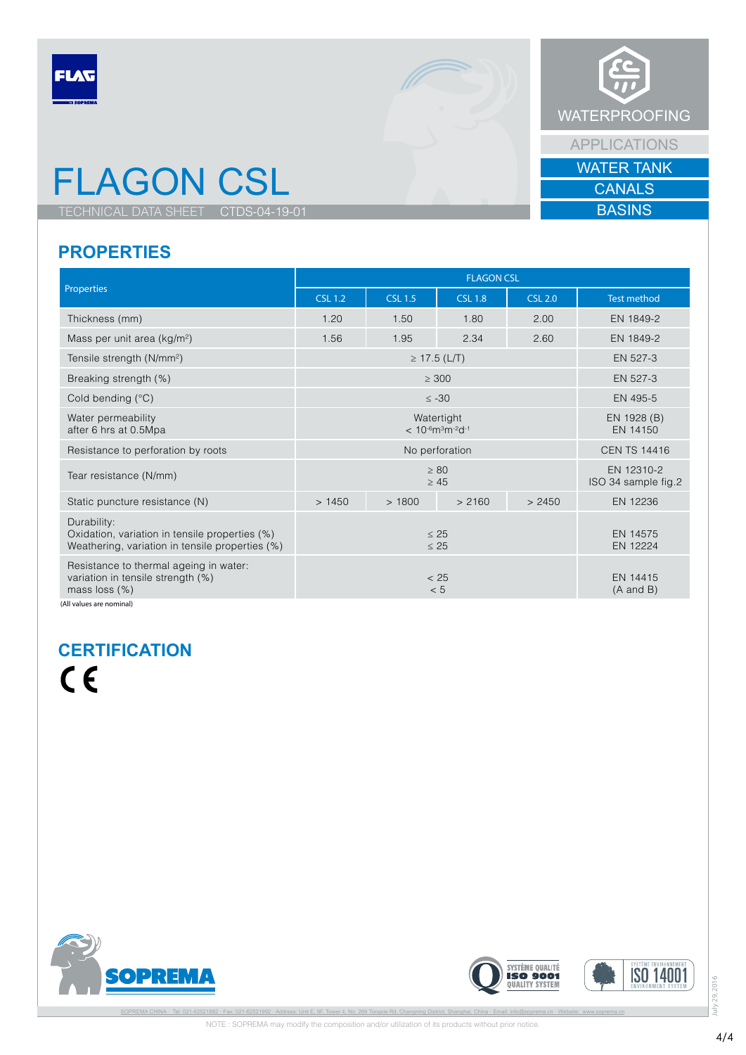# FLAGON CSL

TECHNICAL DATA SHEET CTDS-04-19-01

WATERPROOFING

APPLICATIONS

- WATER TANK
- CANALS
- BASINS

## PROPERTIES

| Properties | FLAGON CSL | | | | |
|---|---|---|---|---|---|
| | CSL 1.2 | CSL 1.5 | CSL 1.8 | CSL 2.0 | Test method |
| Thickness (mm) | 1.20 | 1.50 | 1.80 | 2.00 | EN 1849-2 |
| Mass per unit area (kg/m$^2$) | 1.56 | 1.95 | 2.34 | 2.60 | EN 1849-2 |
| Tensile strength (N/mm$^2$) | ≥ 17.5 (L/T) | | | | EN 527-3 |
| Breaking strength (%) | ≥ 300 | | | | EN 527-3 |
| Cold bending (°C) | ≤ -30 | | | | EN 495-5 |
| Water permeability after 6 hrs at 0.5Mpa | Watertight $< 10^{-6}m^3m^{-2}d^{-1}$ | | | | EN 1928 (B) EN 14150 |
| Resistance to perforation by roots | No perforation | | | | CEN TS 14416 |
| Tear resistance (N/mm) | ≥ 80<br>≥ 45 | | | | EN 12310-2<br>ISO 34 sample fig.2 |
| Static puncture resistance (N) | > 1450 | > 1800 | > 2160 | > 2450 | EN 12236 |
| Durability:<br>Oxidation, variation in tensile properties (%)<br>Weathering, variation in tensile properties (%) | ≤ 25<br>≤ 25 | | | | EN 14575<br>EN 12224 |
| Resistance to thermal ageing in water:<br>variation in tensile strength (%)<br>mass loss (%) | < 25<br>< 5 | | | | EN 14415 (A and B) |

(All values are nominal)

## CERTIFICATION

CE

SOPREMA CHINA · Tel: 021-62521882 · Fax: 021-62521992 · Address: Unit E, 9F, Tower 4, No. 269 Tongxie Rd, Changning District, Shanghai, China · Email: info@soprema.cn · Website: www.soprema.cn

NOTE : SOPREMA may modify the composition and/or utilization of its products without prior notice.

July 29, 2016